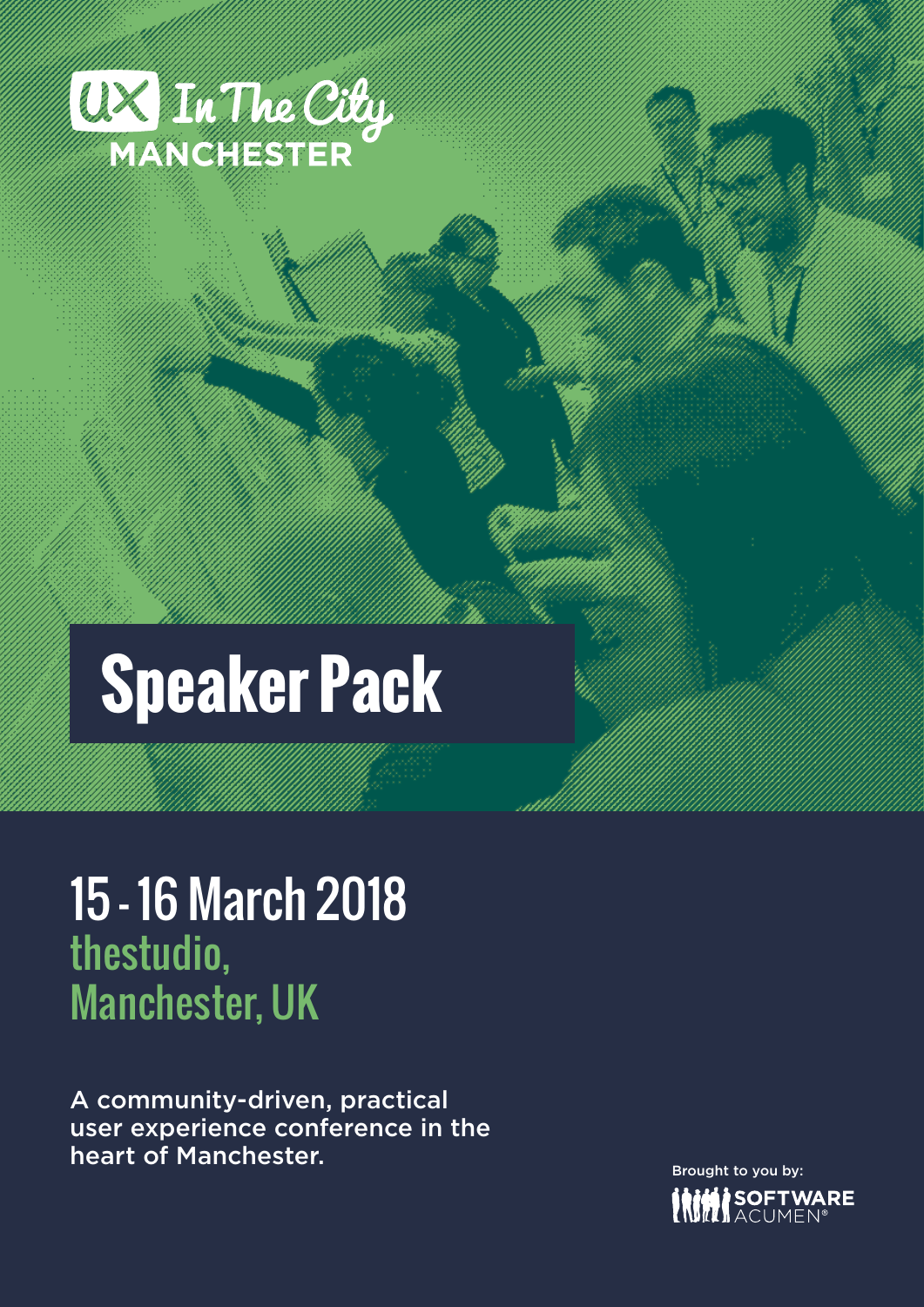UX In The City
MANCHESTER

# Speaker Pack

## 15 - 16 March 2018

### thestudio, Manchester, UK

A community-driven, practical user experience conference in the heart of Manchester.

Brought to you by: SOFTWARE ACUMEN®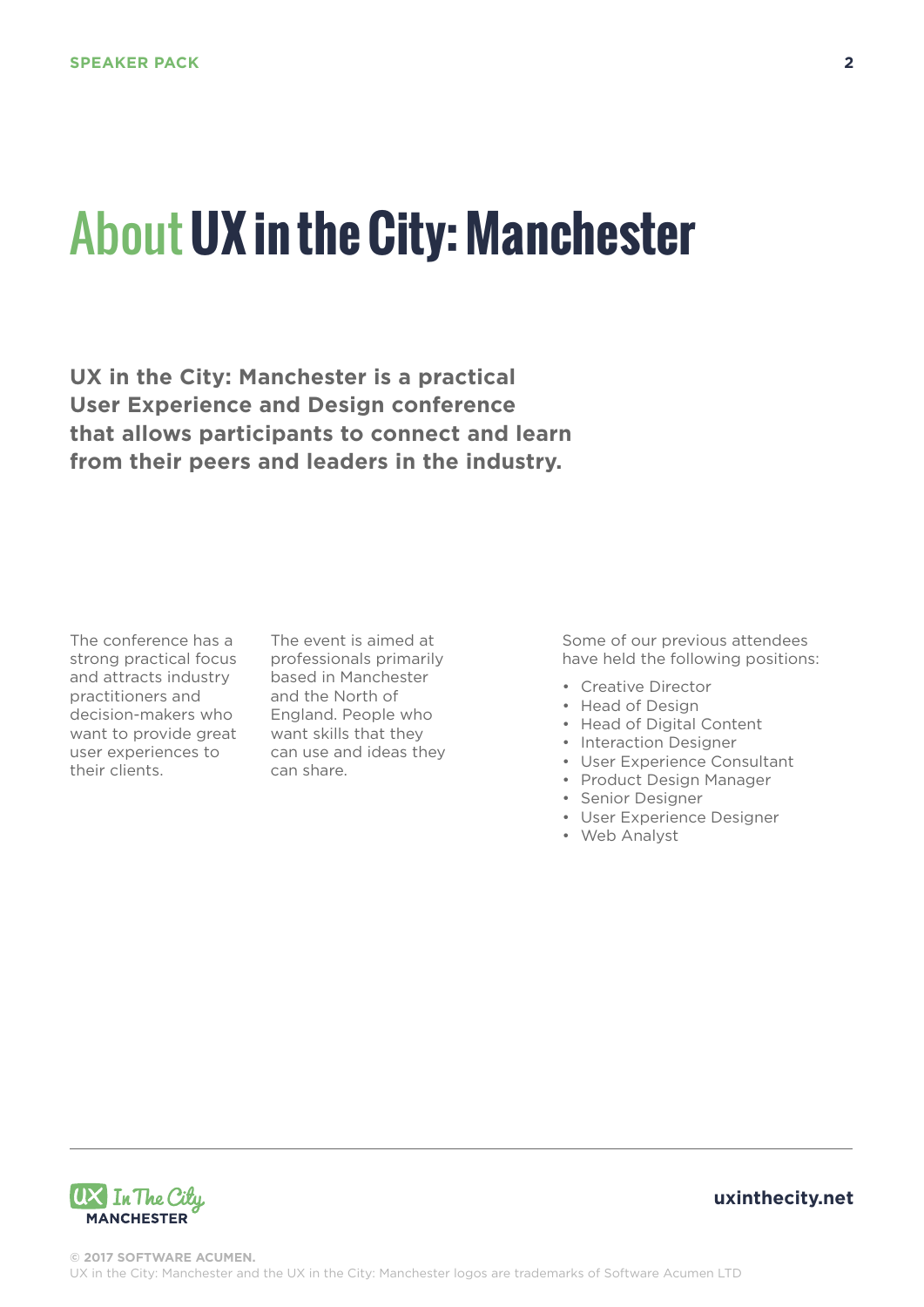# About UX in the City: Manchester

**UX in the City: Manchester is a practical User Experience and Design conference that allows participants to connect and learn from their peers and leaders in the industry.**

The conference has a strong practical focus and attracts industry practitioners and decision-makers who want to provide great user experiences to their clients.

The event is aimed at professionals primarily based in Manchester and the North of England. People who want skills that they can use and ideas they can share.

Some of our previous attendees have held the following positions:

- Creative Director
- Head of Design
- Head of Digital Content
- Interaction Designer
- User Experience Consultant
- Product Design Manager
- Senior Designer
- User Experience Designer
- Web Analyst

UX In The City MANCHESTER

uxinthecity.net

**© 2017 SOFTWARE ACUMEN.**
UX in the City: Manchester and the UX in the City: Manchester logos are trademarks of Software Acumen LTD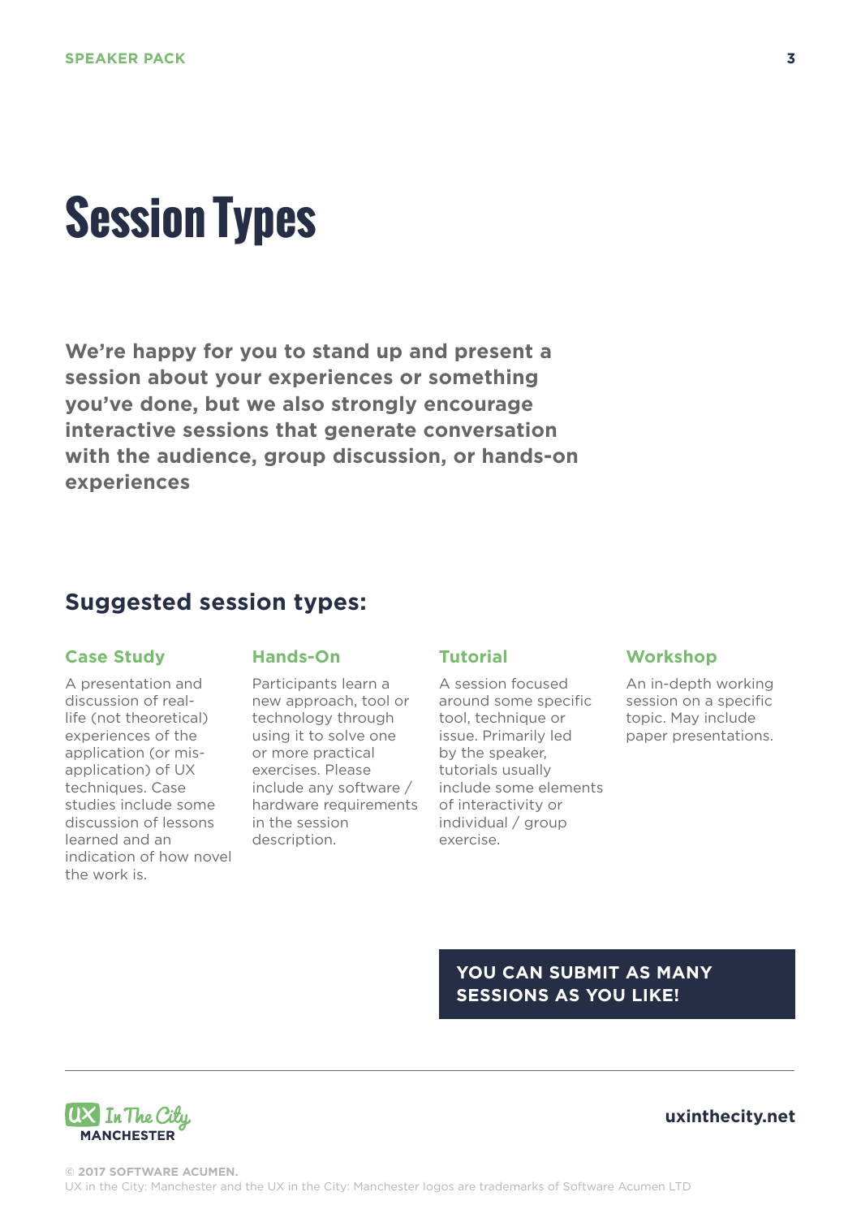# Session Types

**We're happy for you to stand up and present a session about your experiences or something you've done, but we also strongly encourage interactive sessions that generate conversation with the audience, group discussion, or hands-on experiences**

## Suggested session types:

### Case Study

A presentation and discussion of real-life (not theoretical) experiences of the application (or mis-application) of UX techniques. Case studies include some discussion of lessons learned and an indication of how novel the work is.

### Hands-On

Participants learn a new approach, tool or technology through using it to solve one or more practical exercises. Please include any software / hardware requirements in the session description.

### Tutorial

A session focused around some specific tool, technique or issue. Primarily led by the speaker, tutorials usually include some elements of interactivity or individual / group exercise.

### Workshop

An in-depth working session on a specific topic. May include paper presentations.

**YOU CAN SUBMIT AS MANY SESSIONS AS YOU LIKE!**

---

UX In The City MANCHESTER

**uxinthecity.net**

**© 2017 SOFTWARE ACUMEN.**
UX in the City: Manchester and the UX in the City: Manchester logos are trademarks of Software Acumen LTD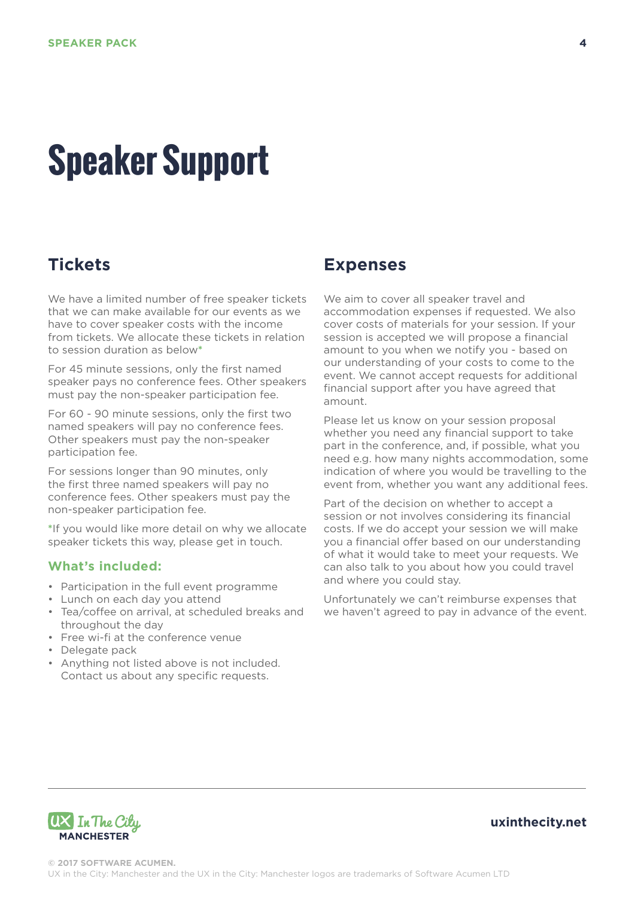# Speaker Support

## Tickets

We have a limited number of free speaker tickets that we can make available for our events as we have to cover speaker costs with the income from tickets. We allocate these tickets in relation to session duration as below*

For 45 minute sessions, only the first named speaker pays no conference fees. Other speakers must pay the non-speaker participation fee.

For 60 - 90 minute sessions, only the first two named speakers will pay no conference fees. Other speakers must pay the non-speaker participation fee.

For sessions longer than 90 minutes, only the first three named speakers will pay no conference fees. Other speakers must pay the non-speaker participation fee.

*If you would like more detail on why we allocate speaker tickets this way, please get in touch.

### What's included:

- Participation in the full event programme
- Lunch on each day you attend
- Tea/coffee on arrival, at scheduled breaks and throughout the day
- Free wi-fi at the conference venue
- Delegate pack
- Anything not listed above is not included. Contact us about any specific requests.

## Expenses

We aim to cover all speaker travel and accommodation expenses if requested. We also cover costs of materials for your session. If your session is accepted we will propose a financial amount to you when we notify you - based on our understanding of your costs to come to the event. We cannot accept requests for additional financial support after you have agreed that amount.

Please let us know on your session proposal whether you need any financial support to take part in the conference, and, if possible, what you need e.g. how many nights accommodation, some indication of where you would be travelling to the event from, whether you want any additional fees.

Part of the decision on whether to accept a session or not involves considering its financial costs. If we do accept your session we will make you a financial offer based on our understanding of what it would take to meet your requests. We can also talk to you about how you could travel and where you could stay.

Unfortunately we can't reimburse expenses that we haven't agreed to pay in advance of the event.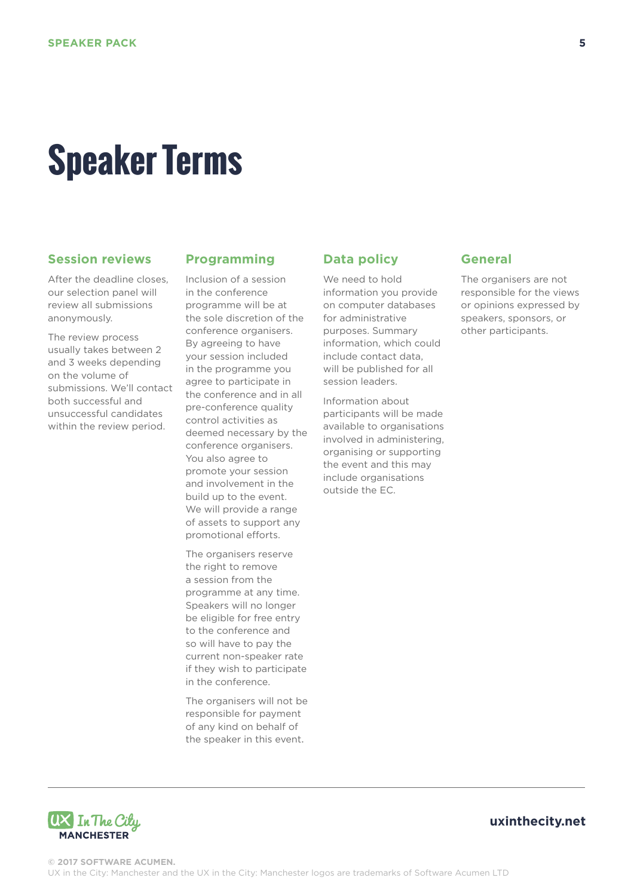# Speaker Terms

## Session reviews

After the deadline closes, our selection panel will review all submissions anonymously.

The review process usually takes between 2 and 3 weeks depending on the volume of submissions. We'll contact both successful and unsuccessful candidates within the review period.

## Programming

Inclusion of a session in the conference programme will be at the sole discretion of the conference organisers. By agreeing to have your session included in the programme you agree to participate in the conference and in all pre-conference quality control activities as deemed necessary by the conference organisers. You also agree to promote your session and involvement in the build up to the event. We will provide a range of assets to support any promotional efforts.

The organisers reserve the right to remove a session from the programme at any time. Speakers will no longer be eligible for free entry to the conference and so will have to pay the current non-speaker rate if they wish to participate in the conference.

The organisers will not be responsible for payment of any kind on behalf of the speaker in this event.

## Data policy

We need to hold information you provide on computer databases for administrative purposes. Summary information, which could include contact data, will be published for all session leaders.

Information about participants will be made available to organisations involved in administering, organising or supporting the event and this may include organisations outside the EC.

## General

The organisers are not responsible for the views or opinions expressed by speakers, sponsors, or other participants.

uxinthecity.net

© 2017 SOFTWARE ACUMEN.
UX in the City: Manchester and the UX in the City: Manchester logos are trademarks of Software Acumen LTD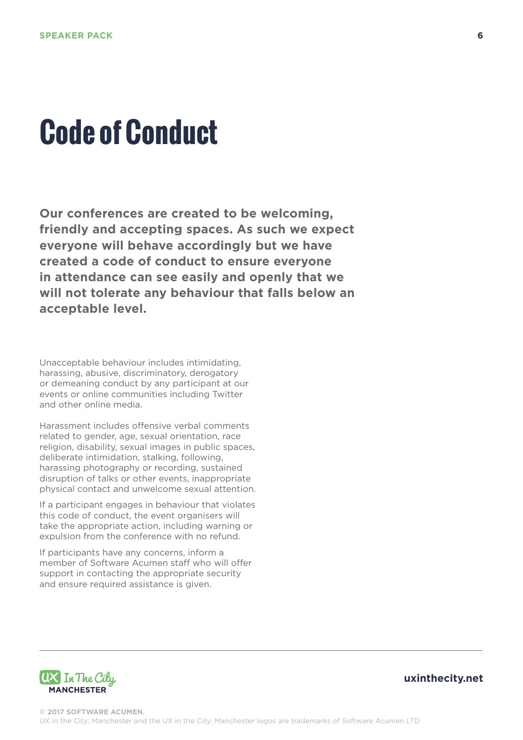# Code of Conduct

**Our conferences are created to be welcoming, friendly and accepting spaces. As such we expect everyone will behave accordingly but we have created a code of conduct to ensure everyone in attendance can see easily and openly that we will not tolerate any behaviour that falls below an acceptable level.**

Unacceptable behaviour includes intimidating, harassing, abusive, discriminatory, derogatory or demeaning conduct by any participant at our events or online communities including Twitter and other online media.

Harassment includes offensive verbal comments related to gender, age, sexual orientation, race religion, disability, sexual images in public spaces, deliberate intimidation, stalking, following, harassing photography or recording, sustained disruption of talks or other events, inappropriate physical contact and unwelcome sexual attention.

If a participant engages in behaviour that violates this code of conduct, the event organisers will take the appropriate action, including warning or expulsion from the conference with no refund.

If participants have any concerns, inform a member of Software Acumen staff who will offer support in contacting the appropriate security and ensure required assistance is given.

UX In The City MANCHESTER

uxinthecity.net

© 2017 SOFTWARE ACUMEN.
UX in the City: Manchester and the UX in the City: Manchester logos are trademarks of Software Acumen LTD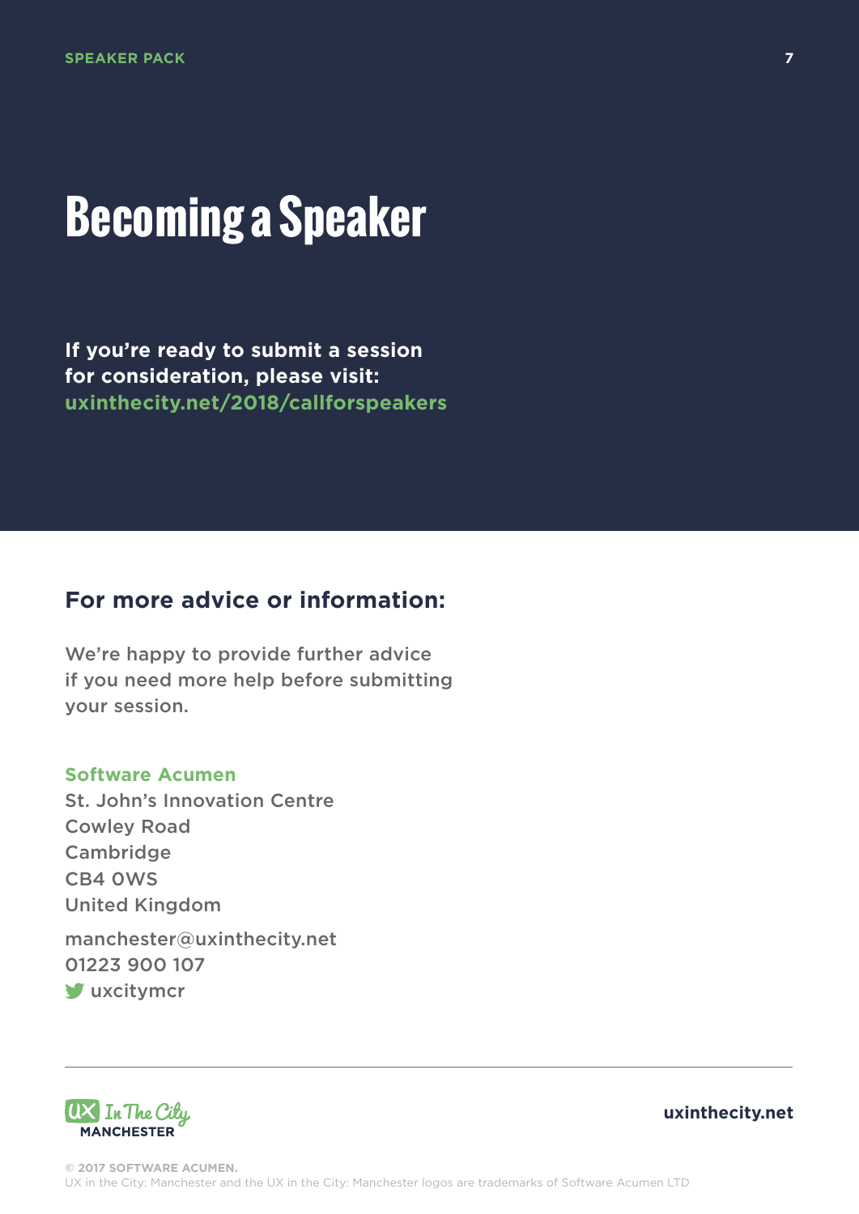# Becoming a Speaker

**If you're ready to submit a session for consideration, please visit: uxinthecity.net/2018/callforspeakers**

## For more advice or information:

We're happy to provide further advice if you need more help before submitting your session.

**Software Acumen**
St. John's Innovation Centre
Cowley Road
Cambridge
CB4 0WS
United Kingdom

manchester@uxinthecity.net
01223 900 107
uxcitymcr

UX In The City MANCHESTER

**uxinthecity.net**

© 2017 SOFTWARE ACUMEN.
UX in the City: Manchester and the UX in the City: Manchester logos are trademarks of Software Acumen LTD